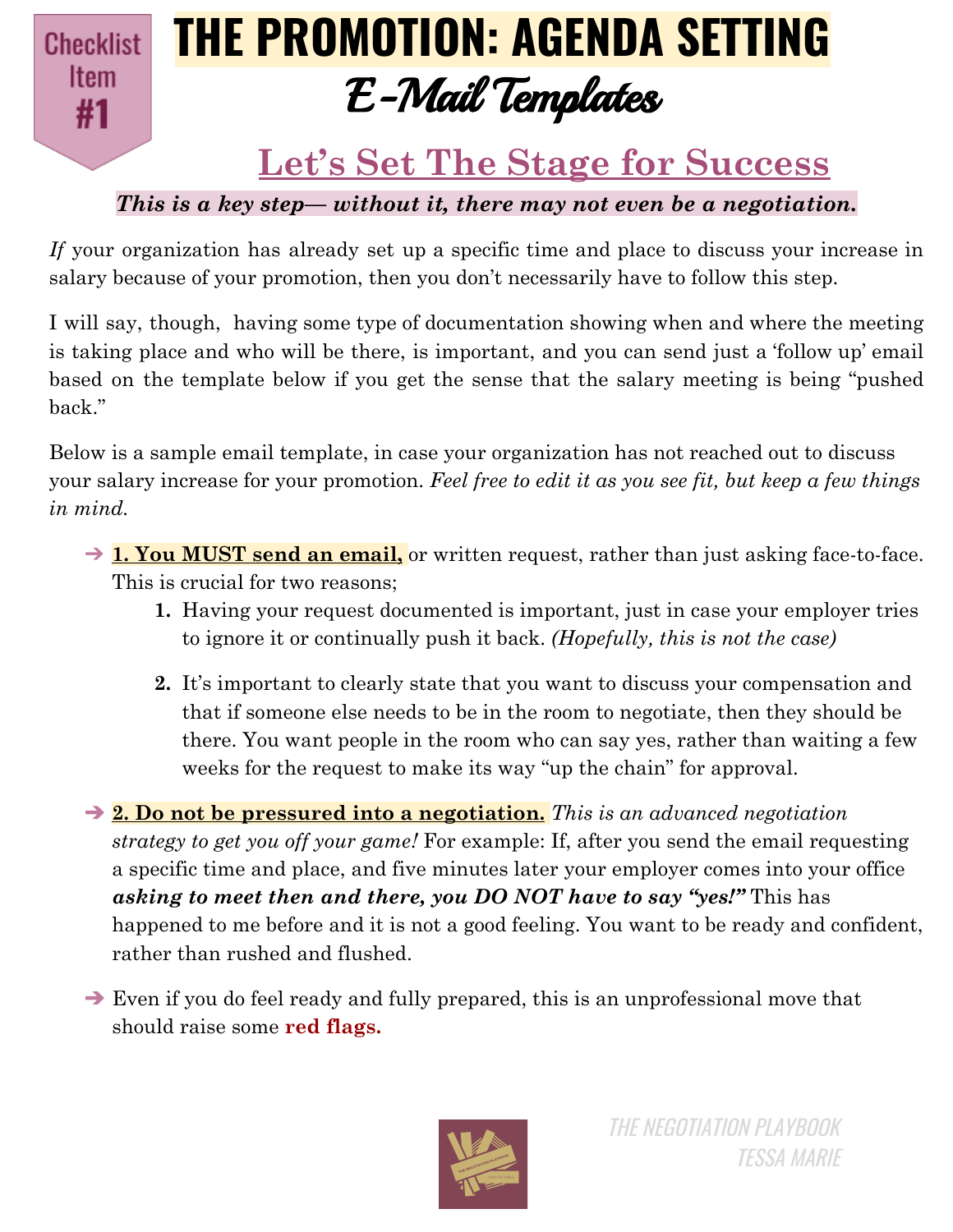Checklist Item **#1**

# THE PROMOTION: AGENDA SETTING

## *E-Mail Templates*

## Let's Set The Stage for Success

***This is a key step— without it, there may not even be a negotiation.***

*If* your organization has already set up a specific time and place to discuss your increase in salary because of your promotion, then you don't necessarily have to follow this step.

I will say, though, having some type of documentation showing when and where the meeting is taking place and who will be there, is important, and you can send just a 'follow up' email based on the template below if you get the sense that the salary meeting is being "pushed back."

Below is a sample email template, in case your organization has not reached out to discuss your salary increase for your promotion. *Feel free to edit it as you see fit, but keep a few things in mind.*

- **1. You MUST send an email,** or written request, rather than just asking face-to-face. This is crucial for two reasons;
    1. Having your request documented is important, just in case your employer tries to ignore it or continually push it back. *(Hopefully, this is not the case)*
    2. It's important to clearly state that you want to discuss your compensation and that if someone else needs to be in the room to negotiate, then they should be there. You want people in the room who can say yes, rather than waiting a few weeks for the request to make its way "up the chain" for approval.
- **2. Do not be pressured into a negotiation.** *This is an advanced negotiation strategy to get you off your game!* For example: If, after you send the email requesting a specific time and place, and five minutes later your employer comes into your office ***asking to meet then and there, you DO NOT have to say "yes!"*** This has happened to me before and it is not a good feeling. You want to be ready and confident, rather than rushed and flushed.
- Even if you do feel ready and fully prepared, this is an unprofessional move that should raise some **red flags.**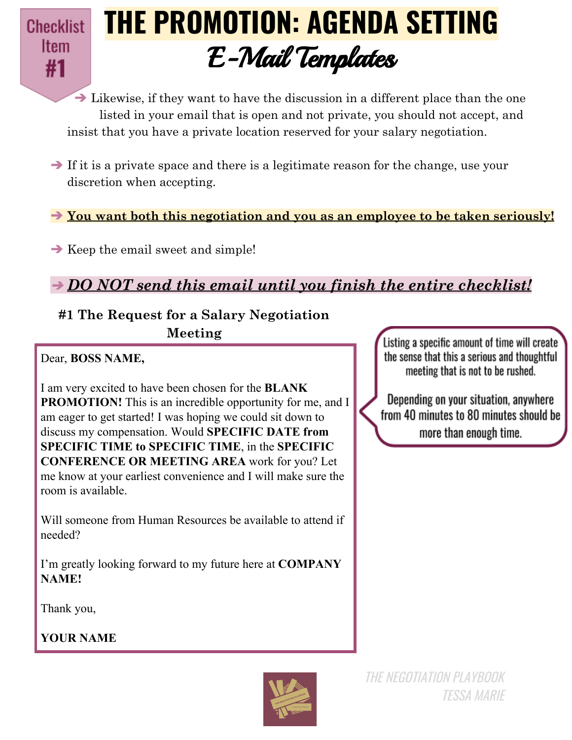# THE PROMOTION: AGENDA SETTING

## E-Mail Templates

Checklist Item #1

- ➔ Likewise, if they want to have the discussion in a different place than the one listed in your email that is open and not private, you should not accept, and insist that you have a private location reserved for your salary negotiation.
- ➔ If it is a private space and there is a legitimate reason for the change, use your discretion when accepting.
- ➔ **You want both this negotiation and you as an employee to be taken seriously!**
- ➔ Keep the email sweet and simple!
- ➔ ***DO NOT send this email until you finish the entire checklist!***

### #1 The Request for a Salary Negotiation Meeting

> Dear, **BOSS NAME,**
>
> I am very excited to have been chosen for the **BLANK PROMOTION!** This is an incredible opportunity for me, and I am eager to get started! I was hoping we could sit down to discuss my compensation. Would **SPECIFIC DATE from SPECIFIC TIME to SPECIFIC TIME**, in the **SPECIFIC CONFERENCE OR MEETING AREA** work for you? Let me know at your earliest convenience and I will make sure the room is available.
>
> Will someone from Human Resources be available to attend if needed?
>
> I'm greatly looking forward to my future here at **COMPANY NAME!**
>
> Thank you,
>
> **YOUR NAME**

Listing a specific amount of time will create the sense that this a serious and thoughtful meeting that is not to be rushed.

Depending on your situation, anywhere from 40 minutes to 80 minutes should be more than enough time.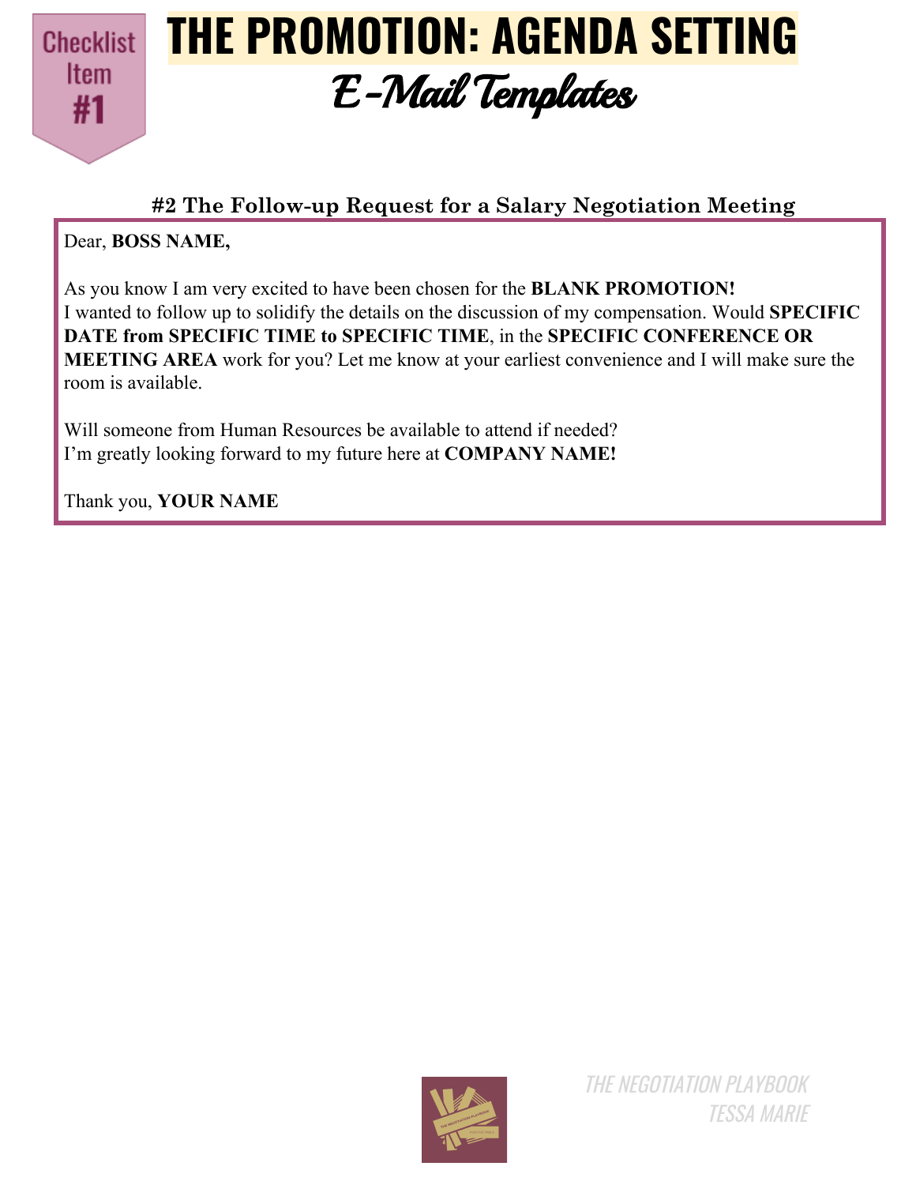Checklist Item #1

# THE PROMOTION: AGENDA SETTING

## *E-Mail Templates*

### #2 The Follow-up Request for a Salary Negotiation Meeting

Dear, **BOSS NAME,**

As you know I am very excited to have been chosen for the **BLANK PROMOTION!**
I wanted to follow up to solidify the details on the discussion of my compensation. Would **SPECIFIC DATE from SPECIFIC TIME to SPECIFIC TIME**, in the **SPECIFIC CONFERENCE OR MEETING AREA** work for you? Let me know at your earliest convenience and I will make sure the room is available.

Will someone from Human Resources be available to attend if needed?
I'm greatly looking forward to my future here at **COMPANY NAME!**

Thank you, **YOUR NAME**